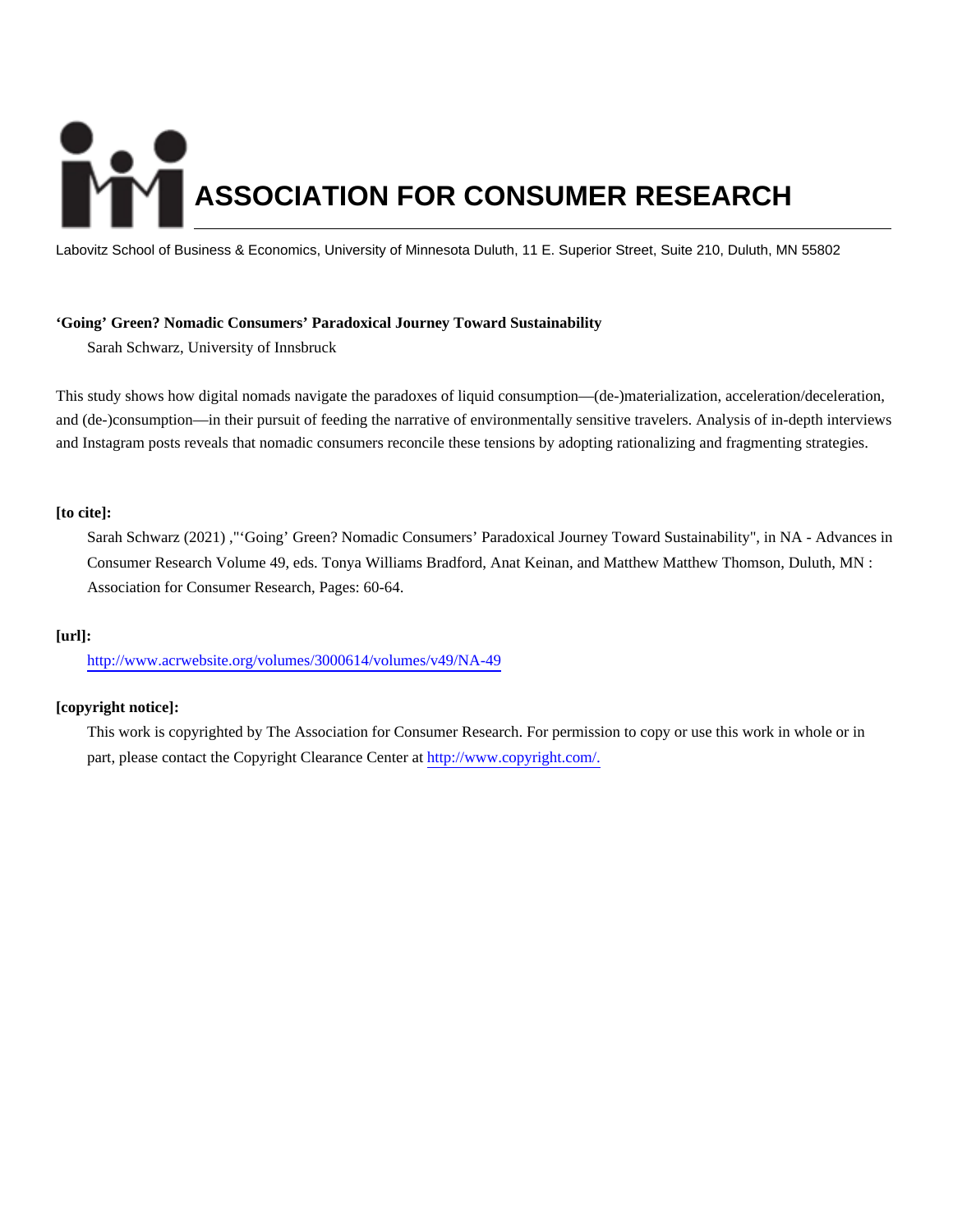# ASSOCIATION FOR CONSUMER RESEARCH

Labovitz School of Business & Economics, University of Minnesota Duluth, 11 E. Superior Street, Suite 210, Duluth, MN 55802

**'Going' Green? Nomadic Consumers' Paradoxical Journey Toward Sustainability**

Sarah Schwarz, University of Innsbruck

This study shows how digital nomads navigate the paradoxes of liquid consumption—(de-)materialization, acceleration/deceleration, and (de-)consumption—in their pursuit of feeding the narrative of environmentally sensitive travelers. Analysis of in-depth interviews and Instagram posts reveals that nomadic consumers reconcile these tensions by adopting rationalizing and fragmenting strategies.

**[to cite]:**

Sarah Schwarz (2021) ,"'Going' Green? Nomadic Consumers' Paradoxical Journey Toward Sustainability", in NA - Advances in Consumer Research Volume 49, eds. Tonya Williams Bradford, Anat Keinan, and Matthew Matthew Thomson, Duluth, MN : Association for Consumer Research, Pages: 60-64.

**[url]:**

http://www.acrwebsite.org/volumes/3000614/volumes/v49/NA-49

**[copyright notice]:**

This work is copyrighted by The Association for Consumer Research. For permission to copy or use this work in whole or in part, please contact the Copyright Clearance Center at http://www.copyright.com/.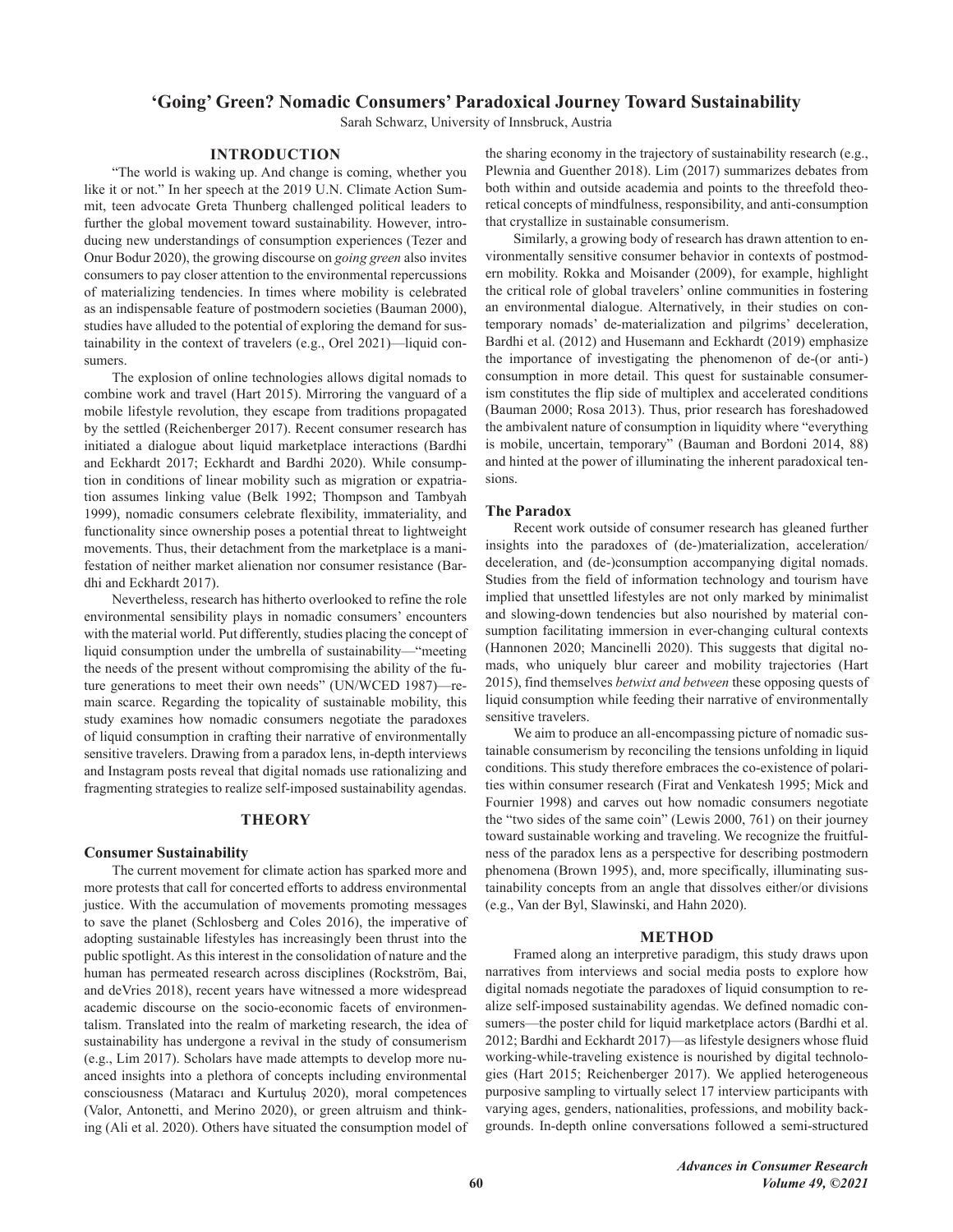# 'Going' Green? Nomadic Consumers' Paradoxical Journey Toward Sustainability

Sarah Schwarz, University of Innsbruck, Austria

## INTRODUCTION

"The world is waking up. And change is coming, whether you like it or not." In her speech at the 2019 U.N. Climate Action Summit, teen advocate Greta Thunberg challenged political leaders to further the global movement toward sustainability. However, introducing new understandings of consumption experiences (Tezer and Onur Bodur 2020), the growing discourse on *going green* also invites consumers to pay closer attention to the environmental repercussions of materializing tendencies. In times where mobility is celebrated as an indispensable feature of postmodern societies (Bauman 2000), studies have alluded to the potential of exploring the demand for sustainability in the context of travelers (e.g., Orel 2021)—liquid consumers.

The explosion of online technologies allows digital nomads to combine work and travel (Hart 2015). Mirroring the vanguard of a mobile lifestyle revolution, they escape from traditions propagated by the settled (Reichenberger 2017). Recent consumer research has initiated a dialogue about liquid marketplace interactions (Bardhi and Eckhardt 2017; Eckhardt and Bardhi 2020). While consumption in conditions of linear mobility such as migration or expatriation assumes linking value (Belk 1992; Thompson and Tambyah 1999), nomadic consumers celebrate flexibility, immateriality, and functionality since ownership poses a potential threat to lightweight movements. Thus, their detachment from the marketplace is a manifestation of neither market alienation nor consumer resistance (Bardhi and Eckhardt 2017).

Nevertheless, research has hitherto overlooked to refine the role environmental sensibility plays in nomadic consumers' encounters with the material world. Put differently, studies placing the concept of liquid consumption under the umbrella of sustainability—"meeting the needs of the present without compromising the ability of the future generations to meet their own needs" (UN/WCED 1987)—remain scarce. Regarding the topicality of sustainable mobility, this study examines how nomadic consumers negotiate the paradoxes of liquid consumption in crafting their narrative of environmentally sensitive travelers. Drawing from a paradox lens, in-depth interviews and Instagram posts reveal that digital nomads use rationalizing and fragmenting strategies to realize self-imposed sustainability agendas.

## THEORY

### Consumer Sustainability

The current movement for climate action has sparked more and more protests that call for concerted efforts to address environmental justice. With the accumulation of movements promoting messages to save the planet (Schlosberg and Coles 2016), the imperative of adopting sustainable lifestyles has increasingly been thrust into the public spotlight. As this interest in the consolidation of nature and the human has permeated research across disciplines (Rockström, Bai, and deVries 2018), recent years have witnessed a more widespread academic discourse on the socio-economic facets of environmentalism. Translated into the realm of marketing research, the idea of sustainability has undergone a revival in the study of consumerism (e.g., Lim 2017). Scholars have made attempts to develop more nuanced insights into a plethora of concepts including environmental consciousness (Mataracı and Kurtuluş 2020), moral competences (Valor, Antonetti, and Merino 2020), or green altruism and thinking (Ali et al. 2020). Others have situated the consumption model of the sharing economy in the trajectory of sustainability research (e.g., Plewnia and Guenther 2018). Lim (2017) summarizes debates from both within and outside academia and points to the threefold theoretical concepts of mindfulness, responsibility, and anti-consumption that crystallize in sustainable consumerism.

Similarly, a growing body of research has drawn attention to environmentally sensitive consumer behavior in contexts of postmodern mobility. Rokka and Moisander (2009), for example, highlight the critical role of global travelers' online communities in fostering an environmental dialogue. Alternatively, in their studies on contemporary nomads' de-materialization and pilgrims' deceleration, Bardhi et al. (2012) and Husemann and Eckhardt (2019) emphasize the importance of investigating the phenomenon of de-(or anti-) consumption in more detail. This quest for sustainable consumerism constitutes the flip side of multiplex and accelerated conditions (Bauman 2000; Rosa 2013). Thus, prior research has foreshadowed the ambivalent nature of consumption in liquidity where "everything is mobile, uncertain, temporary" (Bauman and Bordoni 2014, 88) and hinted at the power of illuminating the inherent paradoxical tensions.

### The Paradox

Recent work outside of consumer research has gleaned further insights into the paradoxes of (de-)materialization, acceleration/deceleration, and (de-)consumption accompanying digital nomads. Studies from the field of information technology and tourism have implied that unsettled lifestyles are not only marked by minimalist and slowing-down tendencies but also nourished by material consumption facilitating immersion in ever-changing cultural contexts (Hannonen 2020; Mancinelli 2020). This suggests that digital nomads, who uniquely blur career and mobility trajectories (Hart 2015), find themselves *betwixt and between* these opposing quests of liquid consumption while feeding their narrative of environmentally sensitive travelers.

We aim to produce an all-encompassing picture of nomadic sustainable consumerism by reconciling the tensions unfolding in liquid conditions. This study therefore embraces the co-existence of polarities within consumer research (Firat and Venkatesh 1995; Mick and Fournier 1998) and carves out how nomadic consumers negotiate the "two sides of the same coin" (Lewis 2000, 761) on their journey toward sustainable working and traveling. We recognize the fruitfulness of the paradox lens as a perspective for describing postmodern phenomena (Brown 1995), and, more specifically, illuminating sustainability concepts from an angle that dissolves either/or divisions (e.g., Van der Byl, Slawinski, and Hahn 2020).

## METHOD

Framed along an interpretive paradigm, this study draws upon narratives from interviews and social media posts to explore how digital nomads negotiate the paradoxes of liquid consumption to realize self-imposed sustainability agendas. We defined nomadic consumers—the poster child for liquid marketplace actors (Bardhi et al. 2012; Bardhi and Eckhardt 2017)—as lifestyle designers whose fluid working-while-traveling existence is nourished by digital technologies (Hart 2015; Reichenberger 2017). We applied heterogeneous purposive sampling to virtually select 17 interview participants with varying ages, genders, nationalities, professions, and mobility backgrounds. In-depth online conversations followed a semi-structured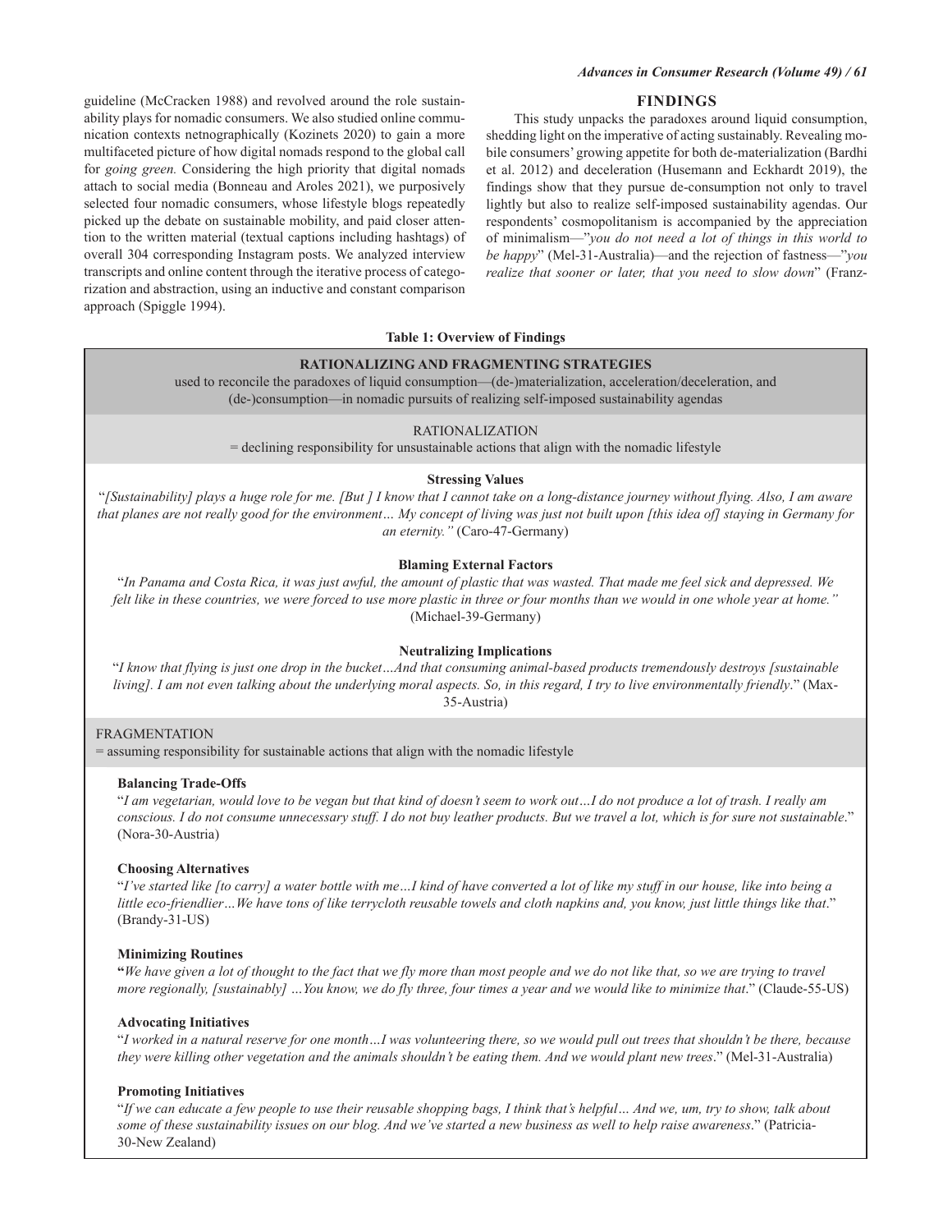guideline (McCracken 1988) and revolved around the role sustainability plays for nomadic consumers. We also studied online communication contexts netnographically (Kozinets 2020) to gain a more multifaceted picture of how digital nomads respond to the global call for *going green.* Considering the high priority that digital nomads attach to social media (Bonneau and Aroles 2021), we purposively selected four nomadic consumers, whose lifestyle blogs repeatedly picked up the debate on sustainable mobility, and paid closer attention to the written material (textual captions including hashtags) of overall 304 corresponding Instagram posts. We analyzed interview transcripts and online content through the iterative process of categorization and abstraction, using an inductive and constant comparison approach (Spiggle 1994).

## FINDINGS

This study unpacks the paradoxes around liquid consumption, shedding light on the imperative of acting sustainably. Revealing mobile consumers' growing appetite for both de-materialization (Bardhi et al. 2012) and deceleration (Husemann and Eckhardt 2019), the findings show that they pursue de-consumption not only to travel lightly but also to realize self-imposed sustainability agendas. Our respondents' cosmopolitanism is accompanied by the appreciation of minimalism—"*you do not need a lot of things in this world to be happy*" (Mel-31-Australia)—and the rejection of fastness—"*you realize that sooner or later, that you need to slow down*" (Franz-

**Table 1: Overview of Findings**

**RATIONALIZING AND FRAGMENTING STRATEGIES**
used to reconcile the paradoxes of liquid consumption—(de-)materialization, acceleration/deceleration, and (de-)consumption—in nomadic pursuits of realizing self-imposed sustainability agendas

RATIONALIZATION
= declining responsibility for unsustainable actions that align with the nomadic lifestyle

**Stressing Values**
"*[Sustainability] plays a huge role for me. [But ] I know that I cannot take on a long-distance journey without flying. Also, I am aware that planes are not really good for the environment… My concept of living was just not built upon [this idea of] staying in Germany for an eternity."* (Caro-47-Germany)

**Blaming External Factors**
"*In Panama and Costa Rica, it was just awful, the amount of plastic that was wasted. That made me feel sick and depressed. We felt like in these countries, we were forced to use more plastic in three or four months than we would in one whole year at home."* (Michael-39-Germany)

**Neutralizing Implications**
"*I know that flying is just one drop in the bucket…And that consuming animal-based products tremendously destroys [sustainable living]. I am not even talking about the underlying moral aspects. So, in this regard, I try to live environmentally friendly*." (Max-35-Austria)

FRAGMENTATION
= assuming responsibility for sustainable actions that align with the nomadic lifestyle

**Balancing Trade-Offs**
"*I am vegetarian, would love to be vegan but that kind of doesn't seem to work out…I do not produce a lot of trash. I really am conscious. I do not consume unnecessary stuff. I do not buy leather products. But we travel a lot, which is for sure not sustainable*." (Nora-30-Austria)

**Choosing Alternatives**
"*I've started like [to carry] a water bottle with me…I kind of have converted a lot of like my stuff in our house, like into being a little eco-friendlier…We have tons of like terrycloth reusable towels and cloth napkins and, you know, just little things like that*." (Brandy-31-US)

**Minimizing Routines**
"*We have given a lot of thought to the fact that we fly more than most people and we do not like that, so we are trying to travel more regionally, [sustainably] …You know, we do fly three, four times a year and we would like to minimize that*." (Claude-55-US)

**Advocating Initiatives**
"*I worked in a natural reserve for one month…I was volunteering there, so we would pull out trees that shouldn't be there, because they were killing other vegetation and the animals shouldn't be eating them. And we would plant new trees*." (Mel-31-Australia)

**Promoting Initiatives**
"*If we can educate a few people to use their reusable shopping bags, I think that's helpful… And we, um, try to show, talk about some of these sustainability issues on our blog. And we've started a new business as well to help raise awareness*." (Patricia-30-New Zealand)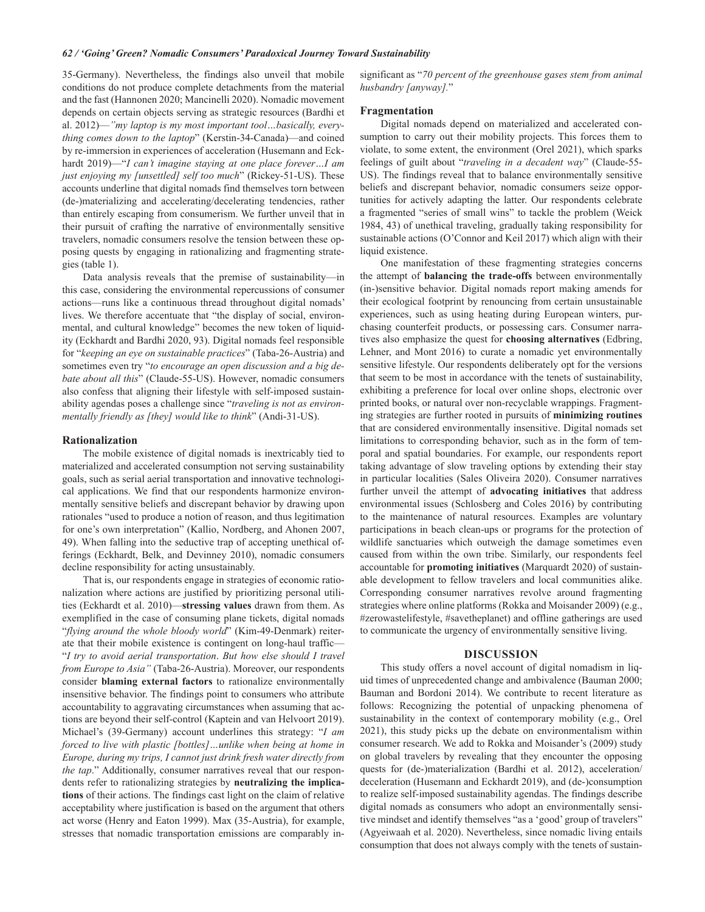35-Germany). Nevertheless, the findings also unveil that mobile conditions do not produce complete detachments from the material and the fast (Hannonen 2020; Mancinelli 2020). Nomadic movement depends on certain objects serving as strategic resources (Bardhi et al. 2012)—*"my laptop is my most important tool…basically, everything comes down to the laptop*" (Kerstin-34-Canada)—and coined by re-immersion in experiences of acceleration (Husemann and Eckhardt 2019)—"*I can't imagine staying at one place forever…I am just enjoying my [unsettled] self too much*" (Rickey-51-US). These accounts underline that digital nomads find themselves torn between (de-)materializing and accelerating/decelerating tendencies, rather than entirely escaping from consumerism. We further unveil that in their pursuit of crafting the narrative of environmentally sensitive travelers, nomadic consumers resolve the tension between these opposing quests by engaging in rationalizing and fragmenting strategies (table 1).

Data analysis reveals that the premise of sustainability—in this case, considering the environmental repercussions of consumer actions—runs like a continuous thread throughout digital nomads' lives. We therefore accentuate that "the display of social, environmental, and cultural knowledge" becomes the new token of liquidity (Eckhardt and Bardhi 2020, 93). Digital nomads feel responsible for "*keeping an eye on sustainable practices*" (Taba-26-Austria) and sometimes even try "*to encourage an open discussion and a big debate about all this*" (Claude-55-US). However, nomadic consumers also confess that aligning their lifestyle with self-imposed sustainability agendas poses a challenge since "*traveling is not as environmentally friendly as [they] would like to think*" (Andi-31-US).

### Rationalization

The mobile existence of digital nomads is inextricably tied to materialized and accelerated consumption not serving sustainability goals, such as serial aerial transportation and innovative technological applications. We find that our respondents harmonize environmentally sensitive beliefs and discrepant behavior by drawing upon rationales "used to produce a notion of reason, and thus legitimation for one's own interpretation" (Kallio, Nordberg, and Ahonen 2007, 49). When falling into the seductive trap of accepting unethical offerings (Eckhardt, Belk, and Devinney 2010), nomadic consumers decline responsibility for acting unsustainably.

That is, our respondents engage in strategies of economic rationalization where actions are justified by prioritizing personal utilities (Eckhardt et al. 2010)—**stressing values** drawn from them. As exemplified in the case of consuming plane tickets, digital nomads "*flying around the whole bloody world*" (Kim-49-Denmark) reiterate that their mobile existence is contingent on long-haul traffic—"*I try to avoid aerial transportation*. *But how else should I travel from Europe to Asia"* (Taba-26-Austria). Moreover, our respondents consider **blaming external factors** to rationalize environmentally insensitive behavior. The findings point to consumers who attribute accountability to aggravating circumstances when assuming that actions are beyond their self-control (Kaptein and van Helvoort 2019). Michael's (39-Germany) account underlines this strategy: "*I am forced to live with plastic [bottles]…unlike when being at home in Europe, during my trips, I cannot just drink fresh water directly from the tap*." Additionally, consumer narratives reveal that our respondents refer to rationalizing strategies by **neutralizing the implications** of their actions. The findings cast light on the claim of relative acceptability where justification is based on the argument that others act worse (Henry and Eaton 1999). Max (35-Austria), for example, stresses that nomadic transportation emissions are comparably insignificant as "*70 percent of the greenhouse gases stem from animal husbandry [anyway]*."

### Fragmentation

Digital nomads depend on materialized and accelerated consumption to carry out their mobility projects. This forces them to violate, to some extent, the environment (Orel 2021), which sparks feelings of guilt about "*traveling in a decadent way*" (Claude-55-US). The findings reveal that to balance environmentally sensitive beliefs and discrepant behavior, nomadic consumers seize opportunities for actively adapting the latter. Our respondents celebrate a fragmented "series of small wins" to tackle the problem (Weick 1984, 43) of unethical traveling, gradually taking responsibility for sustainable actions (O'Connor and Keil 2017) which align with their liquid existence.

One manifestation of these fragmenting strategies concerns the attempt of **balancing the trade-offs** between environmentally (in-)sensitive behavior. Digital nomads report making amends for their ecological footprint by renouncing from certain unsustainable experiences, such as using heating during European winters, purchasing counterfeit products, or possessing cars. Consumer narratives also emphasize the quest for **choosing alternatives** (Edbring, Lehner, and Mont 2016) to curate a nomadic yet environmentally sensitive lifestyle. Our respondents deliberately opt for the versions that seem to be most in accordance with the tenets of sustainability, exhibiting a preference for local over online shops, electronic over printed books, or natural over non-recyclable wrappings. Fragmenting strategies are further rooted in pursuits of **minimizing routines** that are considered environmentally insensitive. Digital nomads set limitations to corresponding behavior, such as in the form of temporal and spatial boundaries. For example, our respondents report taking advantage of slow traveling options by extending their stay in particular localities (Sales Oliveira 2020). Consumer narratives further unveil the attempt of **advocating initiatives** that address environmental issues (Schlosberg and Coles 2016) by contributing to the maintenance of natural resources. Examples are voluntary participations in beach clean-ups or programs for the protection of wildlife sanctuaries which outweigh the damage sometimes even caused from within the own tribe. Similarly, our respondents feel accountable for **promoting initiatives** (Marquardt 2020) of sustainable development to fellow travelers and local communities alike. Corresponding consumer narratives revolve around fragmenting strategies where online platforms (Rokka and Moisander 2009) (e.g., #zerowastelifestyle, #savetheplanet) and offline gatherings are used to communicate the urgency of environmentally sensitive living.

## DISCUSSION

This study offers a novel account of digital nomadism in liquid times of unprecedented change and ambivalence (Bauman 2000; Bauman and Bordoni 2014). We contribute to recent literature as follows: Recognizing the potential of unpacking phenomena of sustainability in the context of contemporary mobility (Orel 2021), this study picks up the debate on environmentalism within consumer research. We add to Rokka and Moisander's (2009) study on global travelers by revealing that they encounter the opposing quests for (de-)materialization (Bardhi et al. 2012), acceleration/deceleration (Husemann and Eckhardt 2019), and (de-)consumption to realize self-imposed sustainability agendas. The findings describe digital nomads as consumers who adopt an environmentally sensitive mindset and identify themselves "as a 'good' group of travelers" (Agyeiwaah et al. 2020). Nevertheless, since nomadic living entails consumption that does not always comply with the tenets of sustain-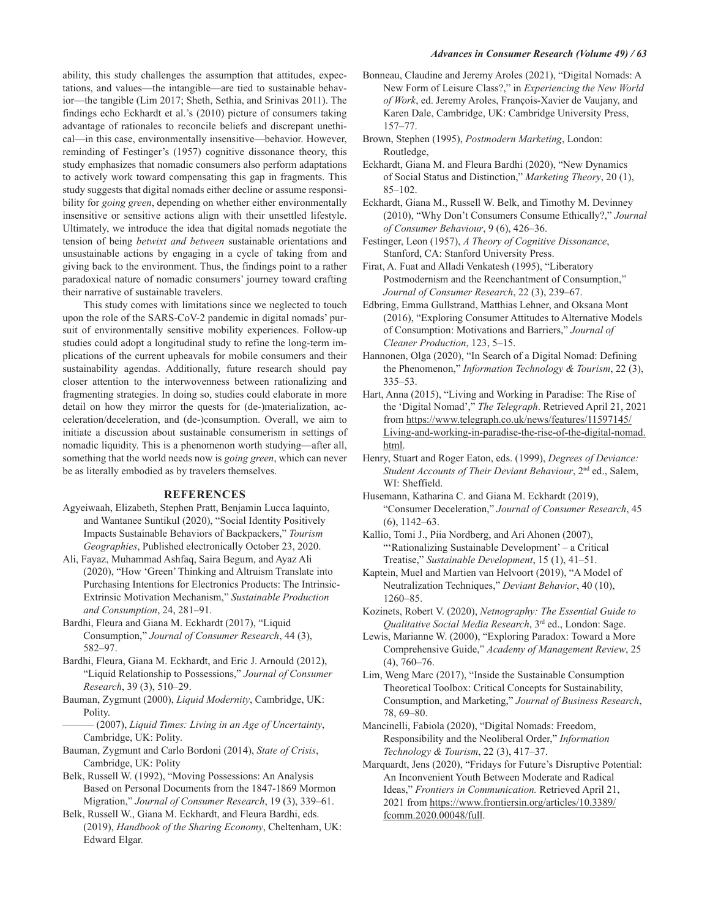ability, this study challenges the assumption that attitudes, expectations, and values—the intangible—are tied to sustainable behavior—the tangible (Lim 2017; Sheth, Sethia, and Srinivas 2011). The findings echo Eckhardt et al.'s (2010) picture of consumers taking advantage of rationales to reconcile beliefs and discrepant unethical—in this case, environmentally insensitive—behavior. However, reminding of Festinger's (1957) cognitive dissonance theory, this study emphasizes that nomadic consumers also perform adaptations to actively work toward compensating this gap in fragments. This study suggests that digital nomads either decline or assume responsibility for *going green*, depending on whether either environmentally insensitive or sensitive actions align with their unsettled lifestyle. Ultimately, we introduce the idea that digital nomads negotiate the tension of being *betwixt and between* sustainable orientations and unsustainable actions by engaging in a cycle of taking from and giving back to the environment. Thus, the findings point to a rather paradoxical nature of nomadic consumers' journey toward crafting their narrative of sustainable travelers.

This study comes with limitations since we neglected to touch upon the role of the SARS-CoV-2 pandemic in digital nomads' pursuit of environmentally sensitive mobility experiences. Follow-up studies could adopt a longitudinal study to refine the long-term implications of the current upheavals for mobile consumers and their sustainability agendas. Additionally, future research should pay closer attention to the interwovenness between rationalizing and fragmenting strategies. In doing so, studies could elaborate in more detail on how they mirror the quests for (de-)materialization, acceleration/deceleration, and (de-)consumption. Overall, we aim to initiate a discussion about sustainable consumerism in settings of nomadic liquidity. This is a phenomenon worth studying—after all, something that the world needs now is *going green*, which can never be as literally embodied as by travelers themselves.

## REFERENCES

Agyeiwaah, Elizabeth, Stephen Pratt, Benjamin Lucca Iaquinto, and Wantanee Suntikul (2020), "Social Identity Positively Impacts Sustainable Behaviors of Backpackers," *Tourism Geographies*, Published electronically October 23, 2020.

Ali, Fayaz, Muhammad Ashfaq, Saira Begum, and Ayaz Ali (2020), "How 'Green' Thinking and Altruism Translate into Purchasing Intentions for Electronics Products: The Intrinsic-Extrinsic Motivation Mechanism," *Sustainable Production and Consumption*, 24, 281–91.

Bardhi, Fleura and Giana M. Eckhardt (2017), "Liquid Consumption," *Journal of Consumer Research*, 44 (3), 582–97.

Bardhi, Fleura, Giana M. Eckhardt, and Eric J. Arnould (2012), "Liquid Relationship to Possessions," *Journal of Consumer Research*, 39 (3), 510–29.

Bauman, Zygmunt (2000), *Liquid Modernity*, Cambridge, UK: Polity.

——— (2007), *Liquid Times: Living in an Age of Uncertainty*, Cambridge, UK: Polity.

Bauman, Zygmunt and Carlo Bordoni (2014), *State of Crisis*, Cambridge, UK: Polity

Belk, Russell W. (1992), "Moving Possessions: An Analysis Based on Personal Documents from the 1847-1869 Mormon Migration," *Journal of Consumer Research*, 19 (3), 339–61.

Belk, Russell W., Giana M. Eckhardt, and Fleura Bardhi, eds. (2019), *Handbook of the Sharing Economy*, Cheltenham, UK: Edward Elgar.

Bonneau, Claudine and Jeremy Aroles (2021), "Digital Nomads: A New Form of Leisure Class?," in *Experiencing the New World of Work*, ed. Jeremy Aroles, François-Xavier de Vaujany, and Karen Dale, Cambridge, UK: Cambridge University Press, 157–77.

Brown, Stephen (1995), *Postmodern Marketing*, London: Routledge,

Eckhardt, Giana M. and Fleura Bardhi (2020), "New Dynamics of Social Status and Distinction," *Marketing Theory*, 20 (1), 85–102.

Eckhardt, Giana M., Russell W. Belk, and Timothy M. Devinney (2010), "Why Don't Consumers Consume Ethically?," *Journal of Consumer Behaviour*, 9 (6), 426–36.

Festinger, Leon (1957), *A Theory of Cognitive Dissonance*, Stanford, CA: Stanford University Press.

Firat, A. Fuat and Alladi Venkatesh (1995), "Liberatory Postmodernism and the Reenchantment of Consumption," *Journal of Consumer Research*, 22 (3), 239–67.

Edbring, Emma Gullstrand, Matthias Lehner, and Oksana Mont (2016), "Exploring Consumer Attitudes to Alternative Models of Consumption: Motivations and Barriers," *Journal of Cleaner Production*, 123, 5–15.

Hannonen, Olga (2020), "In Search of a Digital Nomad: Defining the Phenomenon," *Information Technology & Tourism*, 22 (3), 335–53.

Hart, Anna (2015), "Living and Working in Paradise: The Rise of the 'Digital Nomad'," *The Telegraph*. Retrieved April 21, 2021 from https://www.telegraph.co.uk/news/features/11597145/Living-and-working-in-paradise-the-rise-of-the-digital-nomad.html.

Henry, Stuart and Roger Eaton, eds. (1999), *Degrees of Deviance: Student Accounts of Their Deviant Behaviour*, 2nd ed., Salem, WI: Sheffield.

Husemann, Katharina C. and Giana M. Eckhardt (2019), "Consumer Deceleration," *Journal of Consumer Research*, 45 (6), 1142–63.

Kallio, Tomi J., Piia Nordberg, and Ari Ahonen (2007), "'Rationalizing Sustainable Development' – a Critical Treatise," *Sustainable Development*, 15 (1), 41–51.

Kaptein, Muel and Martien van Helvoort (2019), "A Model of Neutralization Techniques," *Deviant Behavior*, 40 (10), 1260–85.

Kozinets, Robert V. (2020), *Netnography: The Essential Guide to Qualitative Social Media Research*, 3rd ed., London: Sage.

Lewis, Marianne W. (2000), "Exploring Paradox: Toward a More Comprehensive Guide," *Academy of Management Review*, 25 (4), 760–76.

Lim, Weng Marc (2017), "Inside the Sustainable Consumption Theoretical Toolbox: Critical Concepts for Sustainability, Consumption, and Marketing," *Journal of Business Research*, 78, 69–80.

Mancinelli, Fabiola (2020), "Digital Nomads: Freedom, Responsibility and the Neoliberal Order," *Information Technology & Tourism*, 22 (3), 417–37.

Marquardt, Jens (2020), "Fridays for Future's Disruptive Potential: An Inconvenient Youth Between Moderate and Radical Ideas," *Frontiers in Communication.* Retrieved April 21, 2021 from https://www.frontiersin.org/articles/10.3389/fcomm.2020.00048/full.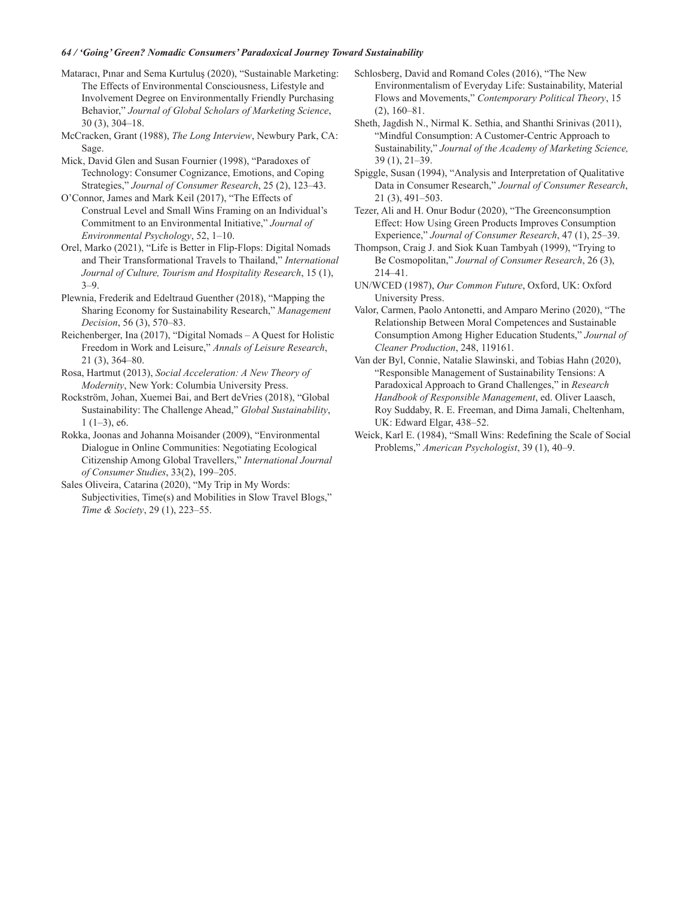Mataracı, Pınar and Sema Kurtuluş (2020), "Sustainable Marketing: The Effects of Environmental Consciousness, Lifestyle and Involvement Degree on Environmentally Friendly Purchasing Behavior," *Journal of Global Scholars of Marketing Science*, 30 (3), 304–18.

McCracken, Grant (1988), *The Long Interview*, Newbury Park, CA: Sage.

Mick, David Glen and Susan Fournier (1998), "Paradoxes of Technology: Consumer Cognizance, Emotions, and Coping Strategies," *Journal of Consumer Research*, 25 (2), 123–43.

O'Connor, James and Mark Keil (2017), "The Effects of Construal Level and Small Wins Framing on an Individual's Commitment to an Environmental Initiative," *Journal of Environmental Psychology*, 52, 1–10.

Orel, Marko (2021), "Life is Better in Flip-Flops: Digital Nomads and Their Transformational Travels to Thailand," *International Journal of Culture, Tourism and Hospitality Research*, 15 (1), 3–9.

Plewnia, Frederik and Edeltraud Guenther (2018), "Mapping the Sharing Economy for Sustainability Research," *Management Decision*, 56 (3), 570–83.

Reichenberger, Ina (2017), "Digital Nomads – A Quest for Holistic Freedom in Work and Leisure," *Annals of Leisure Research*, 21 (3), 364–80.

Rosa, Hartmut (2013), *Social Acceleration: A New Theory of Modernity*, New York: Columbia University Press.

Rockström, Johan, Xuemei Bai, and Bert deVries (2018), "Global Sustainability: The Challenge Ahead," *Global Sustainability*, 1 (1–3), e6.

Rokka, Joonas and Johanna Moisander (2009), "Environmental Dialogue in Online Communities: Negotiating Ecological Citizenship Among Global Travellers," *International Journal of Consumer Studies*, 33(2), 199–205.

Sales Oliveira, Catarina (2020), "My Trip in My Words: Subjectivities, Time(s) and Mobilities in Slow Travel Blogs," *Time & Society*, 29 (1), 223–55.

Schlosberg, David and Romand Coles (2016), "The New Environmentalism of Everyday Life: Sustainability, Material Flows and Movements," *Contemporary Political Theory*, 15 (2), 160–81.

Sheth, Jagdish N., Nirmal K. Sethia, and Shanthi Srinivas (2011), "Mindful Consumption: A Customer-Centric Approach to Sustainability," *Journal of the Academy of Marketing Science,* 39 (1), 21–39.

Spiggle, Susan (1994), "Analysis and Interpretation of Qualitative Data in Consumer Research," *Journal of Consumer Research*, 21 (3), 491–503.

Tezer, Ali and H. Onur Bodur (2020), "The Greenconsumption Effect: How Using Green Products Improves Consumption Experience," *Journal of Consumer Research*, 47 (1), 25–39.

Thompson, Craig J. and Siok Kuan Tambyah (1999), "Trying to Be Cosmopolitan," *Journal of Consumer Research*, 26 (3), 214–41.

UN/WCED (1987), *Our Common Future*, Oxford, UK: Oxford University Press.

Valor, Carmen, Paolo Antonetti, and Amparo Merino (2020), "The Relationship Between Moral Competences and Sustainable Consumption Among Higher Education Students," *Journal of Cleaner Production*, 248, 119161.

Van der Byl, Connie, Natalie Slawinski, and Tobias Hahn (2020), "Responsible Management of Sustainability Tensions: A Paradoxical Approach to Grand Challenges," in *Research Handbook of Responsible Management*, ed. Oliver Laasch, Roy Suddaby, R. E. Freeman, and Dima Jamali, Cheltenham, UK: Edward Elgar, 438–52.

Weick, Karl E. (1984), "Small Wins: Redefining the Scale of Social Problems," *American Psychologist*, 39 (1), 40–9.